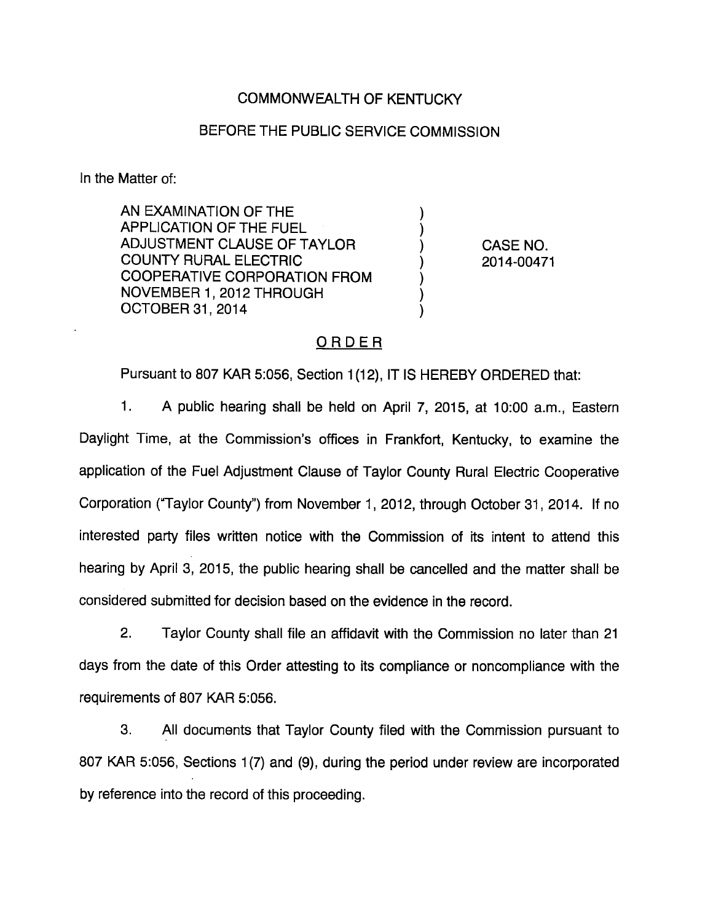COMMONWEALTH OF KENTUCKY

BEFORE THE PUBLIC SERVICE COMMISSION

In the Matter of:

| | | |
|---|---|---|
| AN EXAMINATION OF THE APPLICATION OF THE FUEL ADJUSTMENT CLAUSE OF TAYLOR COUNTY RURAL ELECTRIC COOPERATIVE CORPORATION FROM NOVEMBER 1, 2012 THROUGH OCTOBER 31, 2014 | ) | CASE NO. 2014-00471 |

## ORDER

Pursuant to 807 KAR 5:056, Section 1(12), IT IS HEREBY ORDERED that:

1. A public hearing shall be held on April 7, 2015, at 10:00 a.m., Eastern Daylight Time, at the Commission's offices in Frankfort, Kentucky, to examine the application of the Fuel Adjustment Clause of Taylor County Rural Electric Cooperative Corporation ("Taylor County") from November 1, 2012, through October 31, 2014. If no interested party files written notice with the Commission of its intent to attend this hearing by April 3, 2015, the public hearing shall be cancelled and the matter shall be considered submitted for decision based on the evidence in the record.

2. Taylor County shall file an affidavit with the Commission no later than 21 days from the date of this Order attesting to its compliance or noncompliance with the requirements of 807 KAR 5:056.

3. All documents that Taylor County filed with the Commission pursuant to 807 KAR 5:056, Sections 1(7) and (9), during the period under review are incorporated by reference into the record of this proceeding.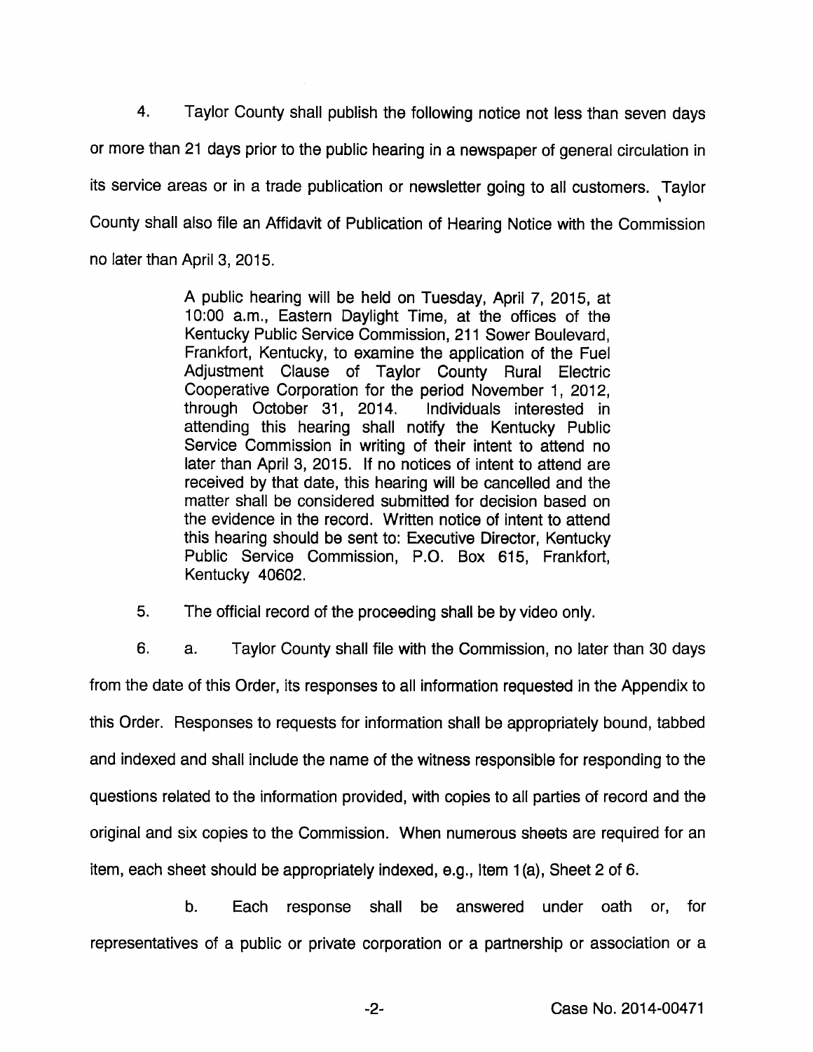4. Taylor County shall publish the following notice not less than seven days or more than 21 days prior to the public hearing in a newspaper of general circulation in its service areas or in a trade publication or newsletter going to all customers. Taylor County shall also file an Affidavit of Publication of Hearing Notice with the Commission no later than April 3, 2015.

> A public hearing will be held on Tuesday, April 7, 2015, at 10:00 a.m., Eastern Daylight Time, at the offices of the Kentucky Public Service Commission, 211 Sower Boulevard, Frankfort, Kentucky, to examine the application of the Fuel Adjustment Clause of Taylor County Rural Electric Cooperative Corporation for the period November 1, 2012, through October 31, 2014. Individuals interested in attending this hearing shall notify the Kentucky Public Service Commission in writing of their intent to attend no later than April 3, 2015. If no notices of intent to attend are received by that date, this hearing will be cancelled and the matter shall be considered submitted for decision based on the evidence in the record. Written notice of intent to attend this hearing should be sent to: Executive Director, Kentucky Public Service Commission, P.O. Box 615, Frankfort, Kentucky 40602.

5. The official record of the proceeding shall be by video only.

6. a. Taylor County shall file with the Commission, no later than 30 days from the date of this Order, its responses to all information requested in the Appendix to this Order. Responses to requests for information shall be appropriately bound, tabbed and indexed and shall include the name of the witness responsible for responding to the questions related to the information provided, with copies to all parties of record and the original and six copies to the Commission. When numerous sheets are required for an item, each sheet should be appropriately indexed, e.g., Item 1(a), Sheet 2 of 6.

b. Each response shall be answered under oath or, for representatives of a public or private corporation or a partnership or association or a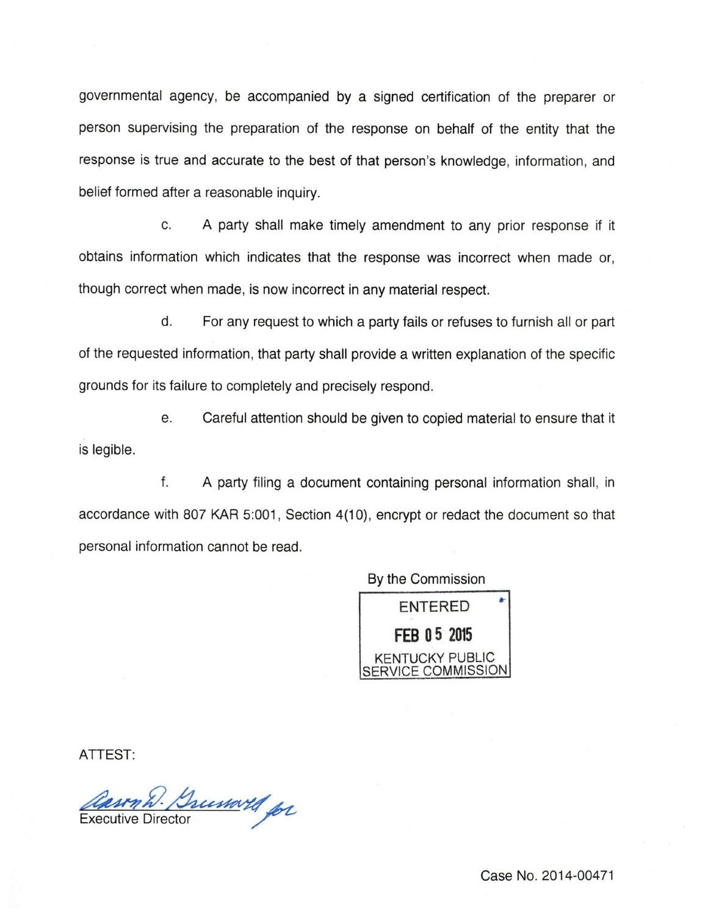governmental agency, be accompanied by a signed certification of the preparer or person supervising the preparation of the response on behalf of the entity that the response is true and accurate to the best of that person's knowledge, information, and belief formed after a reasonable inquiry.

c. A party shall make timely amendment to any prior response if it obtains information which indicates that the response was incorrect when made or, though correct when made, is now incorrect in any material respect.

d. For any request to which a party fails or refuses to furnish all or part of the requested information, that party shall provide a written explanation of the specific grounds for its failure to completely and precisely respond.

e. Careful attention should be given to copied material to ensure that it is legible.

f. A party filing a document containing personal information shall, in accordance with 807 KAR 5:001, Section 4(10), encrypt or redact the document so that personal information cannot be read.

By the Commission

ENTERED
FEB 05 2015
KENTUCKY PUBLIC SERVICE COMMISSION

ATTEST:

Aaron D. Greenwell for
Executive Director

Case No. 2014-00471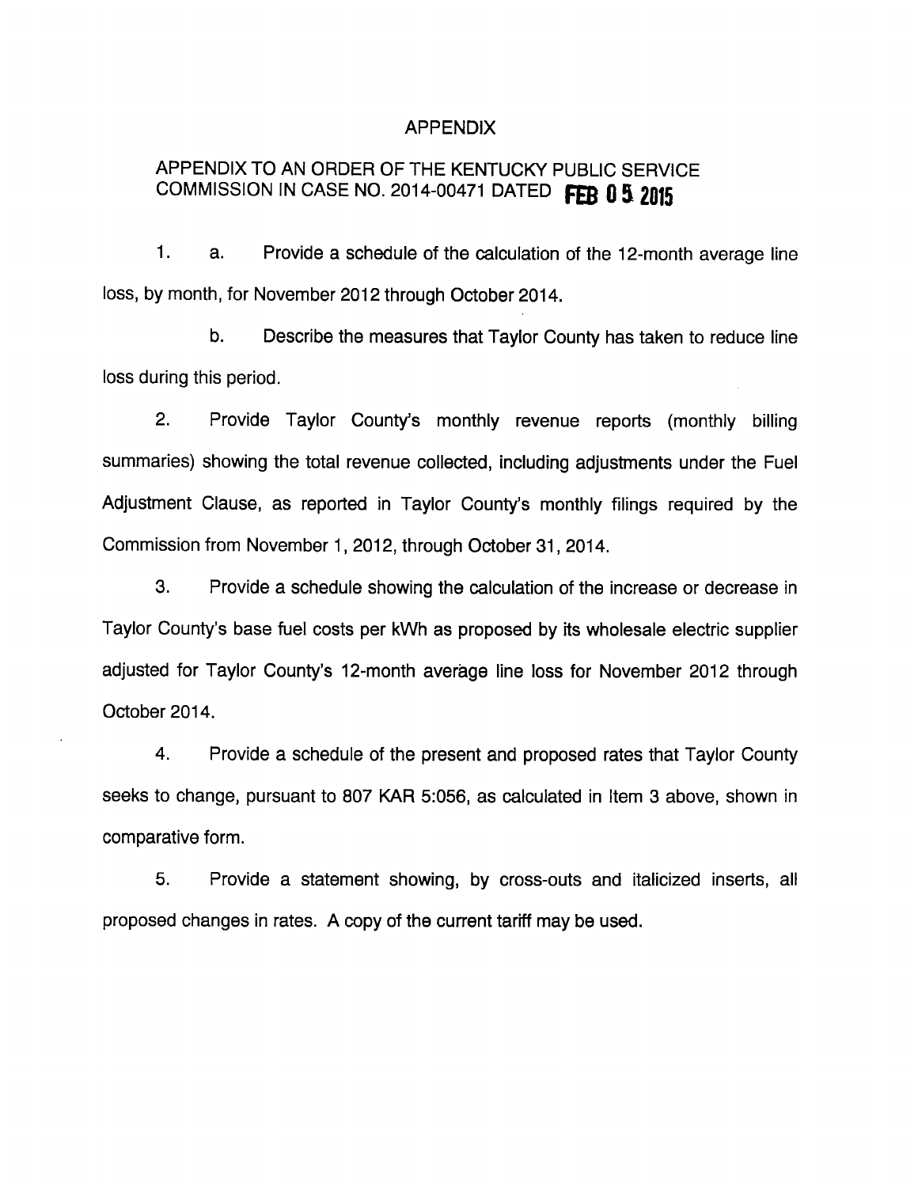# APPENDIX

## APPENDIX TO AN ORDER OF THE KENTUCKY PUBLIC SERVICE COMMISSION IN CASE NO. 2014-00471 DATED FEB 05 2015

1. a. Provide a schedule of the calculation of the 12-month average line loss, by month, for November 2012 through October 2014.

   b. Describe the measures that Taylor County has taken to reduce line loss during this period.

2. Provide Taylor County's monthly revenue reports (monthly billing summaries) showing the total revenue collected, including adjustments under the Fuel Adjustment Clause, as reported in Taylor County's monthly filings required by the Commission from November 1, 2012, through October 31, 2014.

3. Provide a schedule showing the calculation of the increase or decrease in Taylor County's base fuel costs per kWh as proposed by its wholesale electric supplier adjusted for Taylor County's 12-month average line loss for November 2012 through October 2014.

4. Provide a schedule of the present and proposed rates that Taylor County seeks to change, pursuant to 807 KAR 5:056, as calculated in Item 3 above, shown in comparative form.

5. Provide a statement showing, by cross-outs and italicized inserts, all proposed changes in rates. A copy of the current tariff may be used.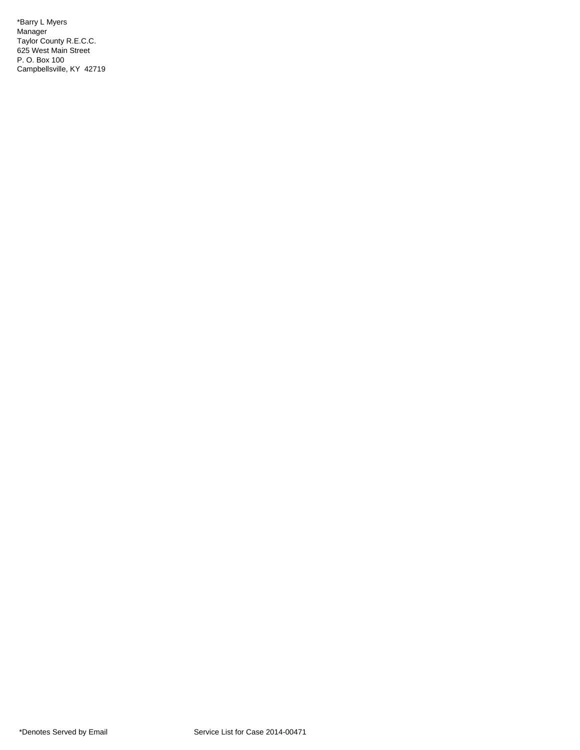*Barry L Myers
Manager
Taylor County R.E.C.C.
625 West Main Street
P. O. Box 100
Campbellsville, KY  42719

*Denotes Served by Email

Service List for Case 2014-00471